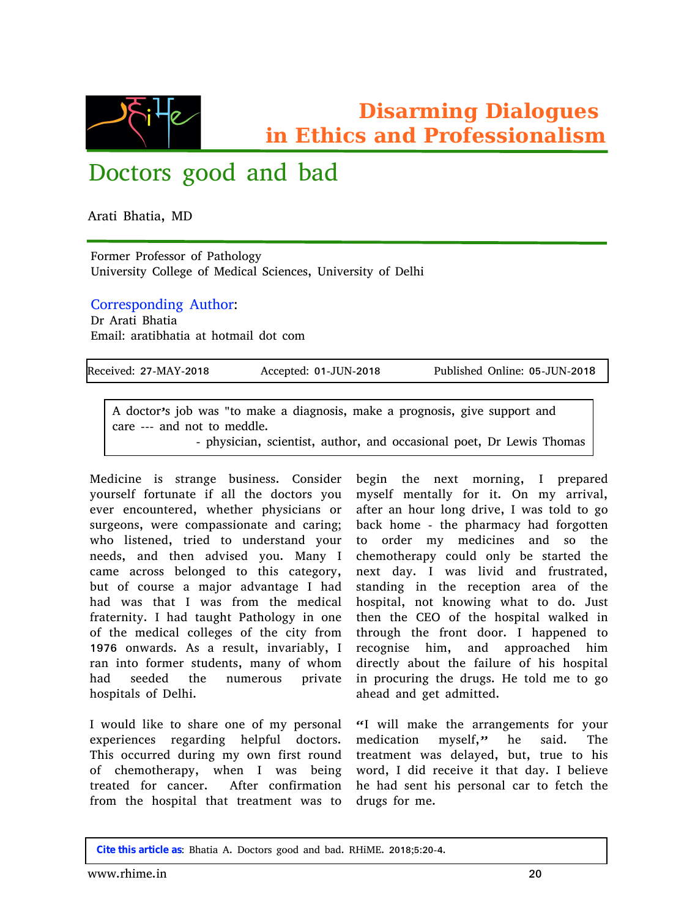# Disarming Dialogues in Ethics and Professionalism

## Doctors good and bad

Arati Bhatia, MD

Former Professor of Pathology
University College of Medical Sciences, University of Delhi

Corresponding Author:
Dr Arati Bhatia
Email: aratibhatia at hotmail dot com

Received: 27-MAY-2018 | Accepted: 01-JUN-2018 | Published Online: 05-JUN-2018

> A doctor's job was "to make a diagnosis, make a prognosis, give support and care --- and not to meddle.
>
> - physician, scientist, author, and occasional poet, Dr Lewis Thomas

Medicine is strange business. Consider yourself fortunate if all the doctors you ever encountered, whether physicians or surgeons, were compassionate and caring; who listened, tried to understand your needs, and then advised you. Many I came across belonged to this category, but of course a major advantage I had had was that I was from the medical fraternity. I had taught Pathology in one of the medical colleges of the city from 1976 onwards. As a result, invariably, I ran into former students, many of whom had seeded the numerous private hospitals of Delhi.

I would like to share one of my personal experiences regarding helpful doctors. This occurred during my own first round of chemotherapy, when I was being treated for cancer. After confirmation from the hospital that treatment was to begin the next morning, I prepared myself mentally for it. On my arrival, after an hour long drive, I was told to go back home - the pharmacy had forgotten to order my medicines and so the chemotherapy could only be started the next day. I was livid and frustrated, standing in the reception area of the hospital, not knowing what to do. Just then the CEO of the hospital walked in through the front door. I happened to recognise him, and approached him directly about the failure of his hospital in procuring the drugs. He told me to go ahead and get admitted.

"I will make the arrangements for your medication myself," he said. The treatment was delayed, but, true to his word, I did receive it that day. I believe he had sent his personal car to fetch the drugs for me.

Cite this article as: Bhatia A. Doctors good and bad. RHiME. 2018;5:20-4.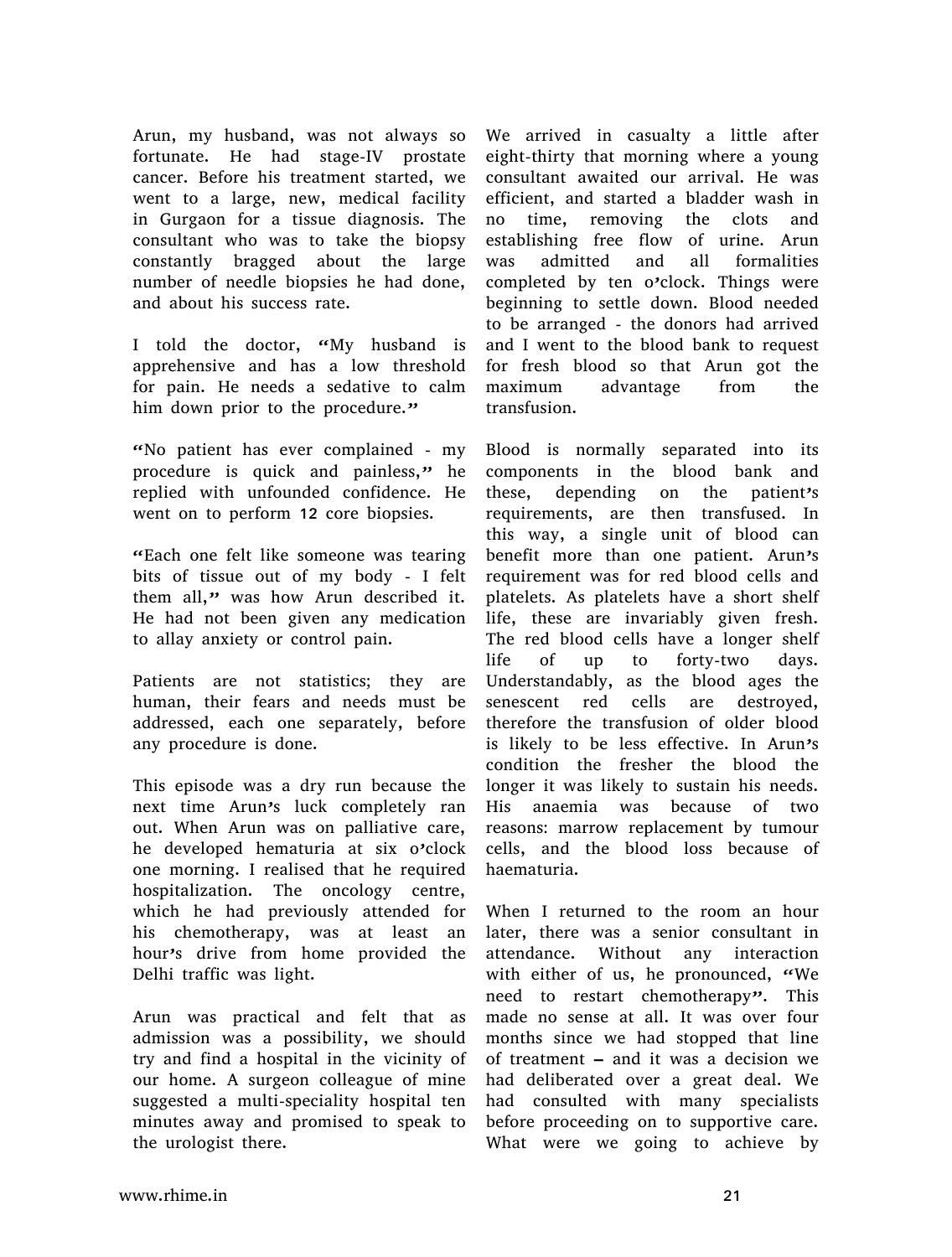Arun, my husband, was not always so fortunate. He had stage-IV prostate cancer. Before his treatment started, we went to a large, new, medical facility in Gurgaon for a tissue diagnosis. The consultant who was to take the biopsy constantly bragged about the large number of needle biopsies he had done, and about his success rate.

I told the doctor, "My husband is apprehensive and has a low threshold for pain. He needs a sedative to calm him down prior to the procedure."

"No patient has ever complained - my procedure is quick and painless," he replied with unfounded confidence. He went on to perform 12 core biopsies.

"Each one felt like someone was tearing bits of tissue out of my body - I felt them all," was how Arun described it. He had not been given any medication to allay anxiety or control pain.

Patients are not statistics; they are human, their fears and needs must be addressed, each one separately, before any procedure is done.

This episode was a dry run because the next time Arun's luck completely ran out. When Arun was on palliative care, he developed hematuria at six o'clock one morning. I realised that he required hospitalization. The oncology centre, which he had previously attended for his chemotherapy, was at least an hour's drive from home provided the Delhi traffic was light.

Arun was practical and felt that as admission was a possibility, we should try and find a hospital in the vicinity of our home. A surgeon colleague of mine suggested a multi-speciality hospital ten minutes away and promised to speak to the urologist there.

We arrived in casualty a little after eight-thirty that morning where a young consultant awaited our arrival. He was efficient, and started a bladder wash in no time, removing the clots and establishing free flow of urine. Arun was admitted and all formalities completed by ten o'clock. Things were beginning to settle down. Blood needed to be arranged - the donors had arrived and I went to the blood bank to request for fresh blood so that Arun got the maximum advantage from the transfusion.

Blood is normally separated into its components in the blood bank and these, depending on the patient's requirements, are then transfused. In this way, a single unit of blood can benefit more than one patient. Arun's requirement was for red blood cells and platelets. As platelets have a short shelf life, these are invariably given fresh. The red blood cells have a longer shelf life of up to forty-two days. Understandably, as the blood ages the senescent red cells are destroyed, therefore the transfusion of older blood is likely to be less effective. In Arun's condition the fresher the blood the longer it was likely to sustain his needs. His anaemia was because of two reasons: marrow replacement by tumour cells, and the blood loss because of haematuria.

When I returned to the room an hour later, there was a senior consultant in attendance. Without any interaction with either of us, he pronounced, "We need to restart chemotherapy". This made no sense at all. It was over four months since we had stopped that line of treatment – and it was a decision we had deliberated over a great deal. We had consulted with many specialists before proceeding on to supportive care. What were we going to achieve by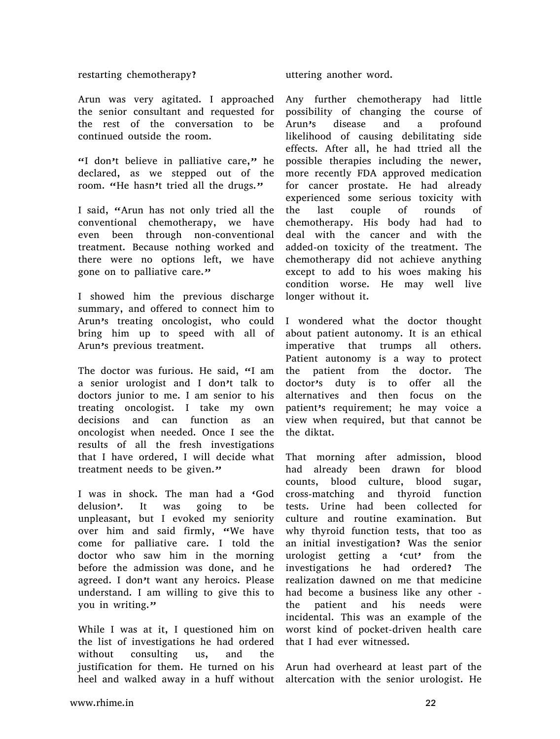restarting chemotherapy?

Arun was very agitated. I approached the senior consultant and requested for the rest of the conversation to be continued outside the room.

"I don't believe in palliative care," he declared, as we stepped out of the room. "He hasn't tried all the drugs."

I said, "Arun has not only tried all the conventional chemotherapy, we have even been through non-conventional treatment. Because nothing worked and there were no options left, we have gone on to palliative care."

I showed him the previous discharge summary, and offered to connect him to Arun's treating oncologist, who could bring him up to speed with all of Arun's previous treatment.

The doctor was furious. He said, "I am a senior urologist and I don't talk to doctors junior to me. I am senior to his treating oncologist. I take my own decisions and can function as an oncologist when needed. Once I see the results of all the fresh investigations that I have ordered, I will decide what treatment needs to be given."

I was in shock. The man had a 'God delusion'. It was going to be unpleasant, but I evoked my seniority over him and said firmly, "We have come for palliative care. I told the doctor who saw him in the morning before the admission was done, and he agreed. I don't want any heroics. Please understand. I am willing to give this to you in writing."

While I was at it, I questioned him on the list of investigations he had ordered without consulting us, and the justification for them. He turned on his heel and walked away in a huff without uttering another word.

Any further chemotherapy had little possibility of changing the course of Arun's disease and a profound likelihood of causing debilitating side effects. After all, he had ttried all the possible therapies including the newer, more recently FDA approved medication for cancer prostate. He had already experienced some serious toxicity with the last couple of rounds of chemotherapy. His body had had to deal with the cancer and with the added-on toxicity of the treatment. The chemotherapy did not achieve anything except to add to his woes making his condition worse. He may well live longer without it.

I wondered what the doctor thought about patient autonomy. It is an ethical imperative that trumps all others. Patient autonomy is a way to protect the patient from the doctor. The doctor's duty is to offer all the alternatives and then focus on the patient's requirement; he may voice a view when required, but that cannot be the diktat.

That morning after admission, blood had already been drawn for blood counts, blood culture, blood sugar, cross-matching and thyroid function tests. Urine had been collected for culture and routine examination. But why thyroid function tests, that too as an initial investigation? Was the senior urologist getting a 'cut' from the investigations he had ordered? The realization dawned on me that medicine had become a business like any other - the patient and his needs were incidental. This was an example of the worst kind of pocket-driven health care that I had ever witnessed.

Arun had overheard at least part of the altercation with the senior urologist. He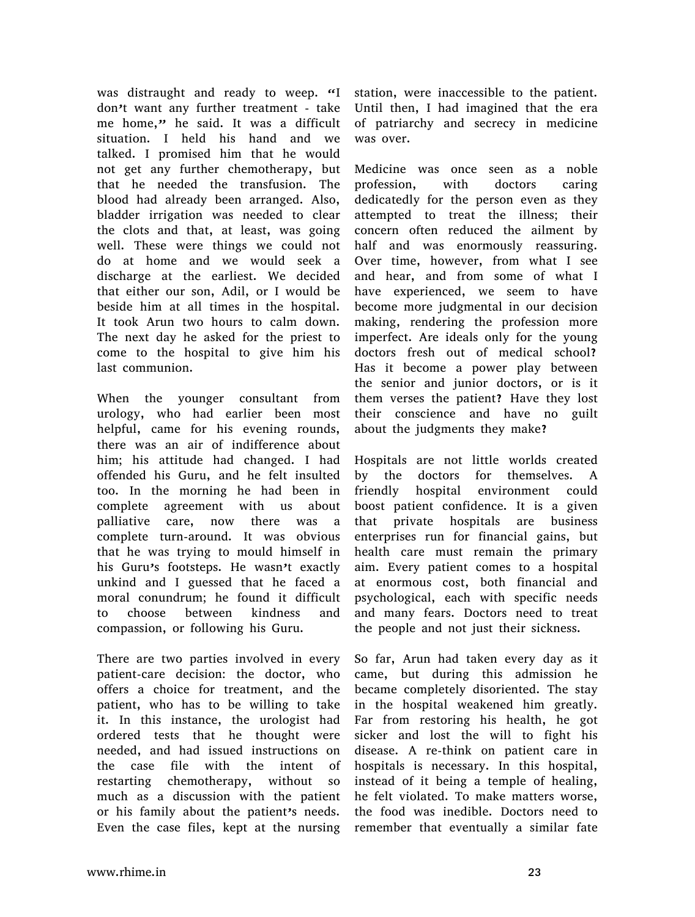was distraught and ready to weep. "I don't want any further treatment - take me home," he said. It was a difficult situation. I held his hand and we talked. I promised him that he would not get any further chemotherapy, but that he needed the transfusion. The blood had already been arranged. Also, bladder irrigation was needed to clear the clots and that, at least, was going well. These were things we could not do at home and we would seek a discharge at the earliest. We decided that either our son, Adil, or I would be beside him at all times in the hospital. It took Arun two hours to calm down. The next day he asked for the priest to come to the hospital to give him his last communion.

When the younger consultant from urology, who had earlier been most helpful, came for his evening rounds, there was an air of indifference about him; his attitude had changed. I had offended his Guru, and he felt insulted too. In the morning he had been in complete agreement with us about palliative care, now there was a complete turn-around. It was obvious that he was trying to mould himself in his Guru's footsteps. He wasn't exactly unkind and I guessed that he faced a moral conundrum; he found it difficult to choose between kindness and compassion, or following his Guru.

There are two parties involved in every patient-care decision: the doctor, who offers a choice for treatment, and the patient, who has to be willing to take it. In this instance, the urologist had ordered tests that he thought were needed, and had issued instructions on the case file with the intent of restarting chemotherapy, without so much as a discussion with the patient or his family about the patient's needs. Even the case files, kept at the nursing station, were inaccessible to the patient. Until then, I had imagined that the era of patriarchy and secrecy in medicine was over.

Medicine was once seen as a noble profession, with doctors caring dedicatedly for the person even as they attempted to treat the illness; their concern often reduced the ailment by half and was enormously reassuring. Over time, however, from what I see and hear, and from some of what I have experienced, we seem to have become more judgmental in our decision making, rendering the profession more imperfect. Are ideals only for the young doctors fresh out of medical school? Has it become a power play between the senior and junior doctors, or is it them verses the patient? Have they lost their conscience and have no guilt about the judgments they make?

Hospitals are not little worlds created by the doctors for themselves. A friendly hospital environment could boost patient confidence. It is a given that private hospitals are business enterprises run for financial gains, but health care must remain the primary aim. Every patient comes to a hospital at enormous cost, both financial and psychological, each with specific needs and many fears. Doctors need to treat the people and not just their sickness.

So far, Arun had taken every day as it came, but during this admission he became completely disoriented. The stay in the hospital weakened him greatly. Far from restoring his health, he got sicker and lost the will to fight his disease. A re-think on patient care in hospitals is necessary. In this hospital, instead of it being a temple of healing, he felt violated. To make matters worse, the food was inedible. Doctors need to remember that eventually a similar fate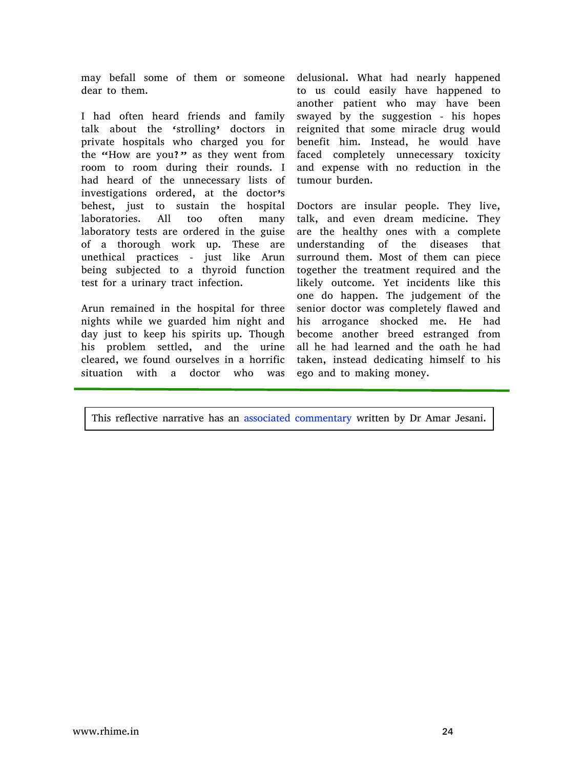may befall some of them or someone dear to them.

I had often heard friends and family talk about the 'strolling' doctors in private hospitals who charged you for the "How are you?" as they went from room to room during their rounds. I had heard of the unnecessary lists of investigations ordered, at the doctor's behest, just to sustain the hospital laboratories. All too often many laboratory tests are ordered in the guise of a thorough work up. These are unethical practices - just like Arun being subjected to a thyroid function test for a urinary tract infection.

Arun remained in the hospital for three nights while we guarded him night and day just to keep his spirits up. Though his problem settled, and the urine cleared, we found ourselves in a horrific situation with a doctor who was delusional. What had nearly happened to us could easily have happened to another patient who may have been swayed by the suggestion - his hopes reignited that some miracle drug would benefit him. Instead, he would have faced completely unnecessary toxicity and expense with no reduction in the tumour burden.

Doctors are insular people. They live, talk, and even dream medicine. They are the healthy ones with a complete understanding of the diseases that surround them. Most of them can piece together the treatment required and the likely outcome. Yet incidents like this one do happen. The judgement of the senior doctor was completely flawed and his arrogance shocked me. He had become another breed estranged from all he had learned and the oath he had taken, instead dedicating himself to his ego and to making money.

---

This reflective narrative has an associated commentary written by Dr Amar Jesani.